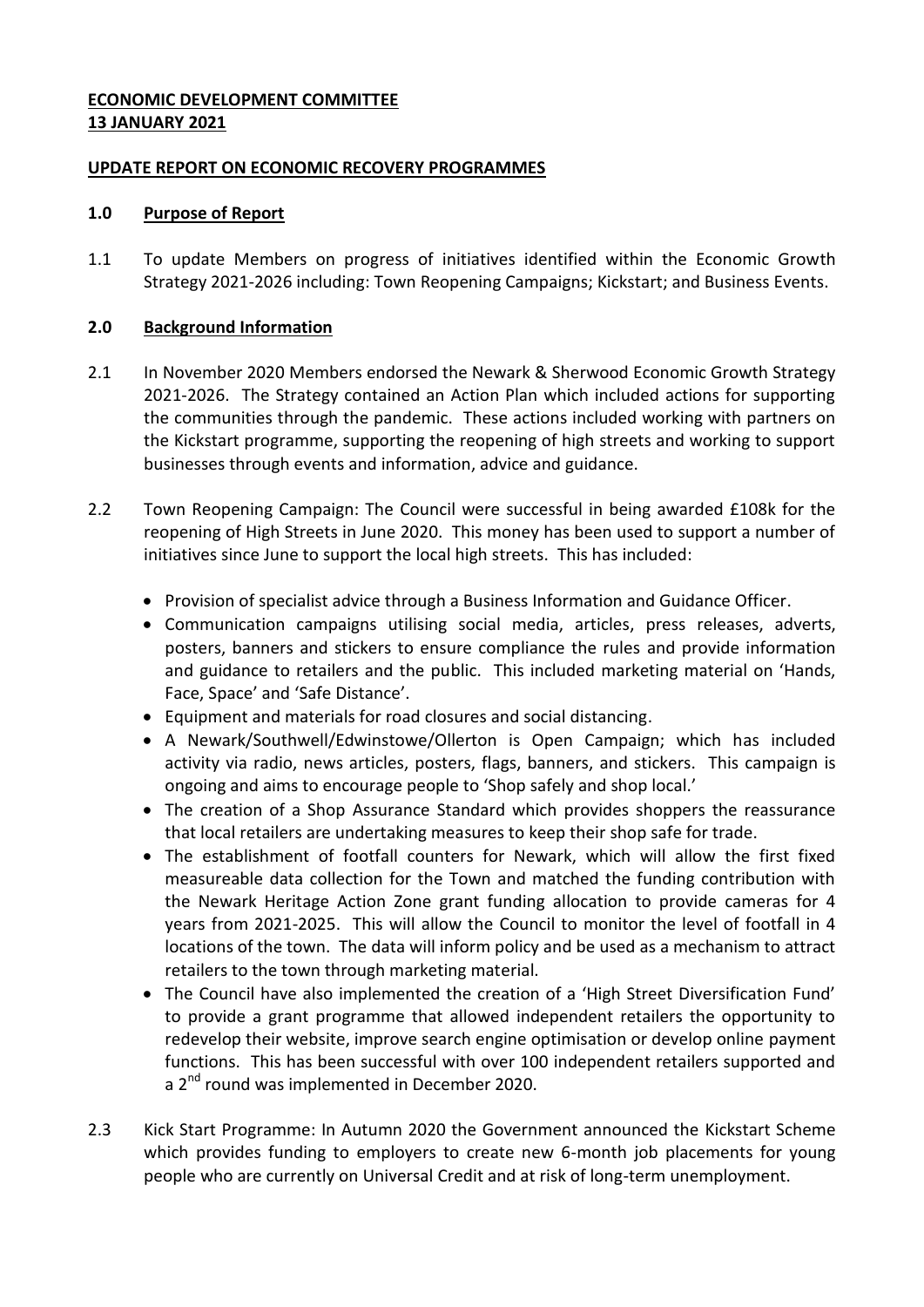**ECONOMIC DEVELOPMENT COMMITTEE**
**13 JANUARY 2021**

**UPDATE REPORT ON ECONOMIC RECOVERY PROGRAMMES**

## 1.0 Purpose of Report

1.1 To update Members on progress of initiatives identified within the Economic Growth Strategy 2021-2026 including: Town Reopening Campaigns; Kickstart; and Business Events.

## 2.0 Background Information

2.1 In November 2020 Members endorsed the Newark & Sherwood Economic Growth Strategy 2021-2026. The Strategy contained an Action Plan which included actions for supporting the communities through the pandemic. These actions included working with partners on the Kickstart programme, supporting the reopening of high streets and working to support businesses through events and information, advice and guidance.

2.2 Town Reopening Campaign: The Council were successful in being awarded £108k for the reopening of High Streets in June 2020. This money has been used to support a number of initiatives since June to support the local high streets. This has included:

- Provision of specialist advice through a Business Information and Guidance Officer.
- Communication campaigns utilising social media, articles, press releases, adverts, posters, banners and stickers to ensure compliance the rules and provide information and guidance to retailers and the public. This included marketing material on 'Hands, Face, Space' and 'Safe Distance'.
- Equipment and materials for road closures and social distancing.
- A Newark/Southwell/Edwinstowe/Ollerton is Open Campaign; which has included activity via radio, news articles, posters, flags, banners, and stickers. This campaign is ongoing and aims to encourage people to 'Shop safely and shop local.'
- The creation of a Shop Assurance Standard which provides shoppers the reassurance that local retailers are undertaking measures to keep their shop safe for trade.
- The establishment of footfall counters for Newark, which will allow the first fixed measureable data collection for the Town and matched the funding contribution with the Newark Heritage Action Zone grant funding allocation to provide cameras for 4 years from 2021-2025. This will allow the Council to monitor the level of footfall in 4 locations of the town. The data will inform policy and be used as a mechanism to attract retailers to the town through marketing material.
- The Council have also implemented the creation of a 'High Street Diversification Fund' to provide a grant programme that allowed independent retailers the opportunity to redevelop their website, improve search engine optimisation or develop online payment functions. This has been successful with over 100 independent retailers supported and a 2nd round was implemented in December 2020.

2.3 Kick Start Programme: In Autumn 2020 the Government announced the Kickstart Scheme which provides funding to employers to create new 6-month job placements for young people who are currently on Universal Credit and at risk of long-term unemployment.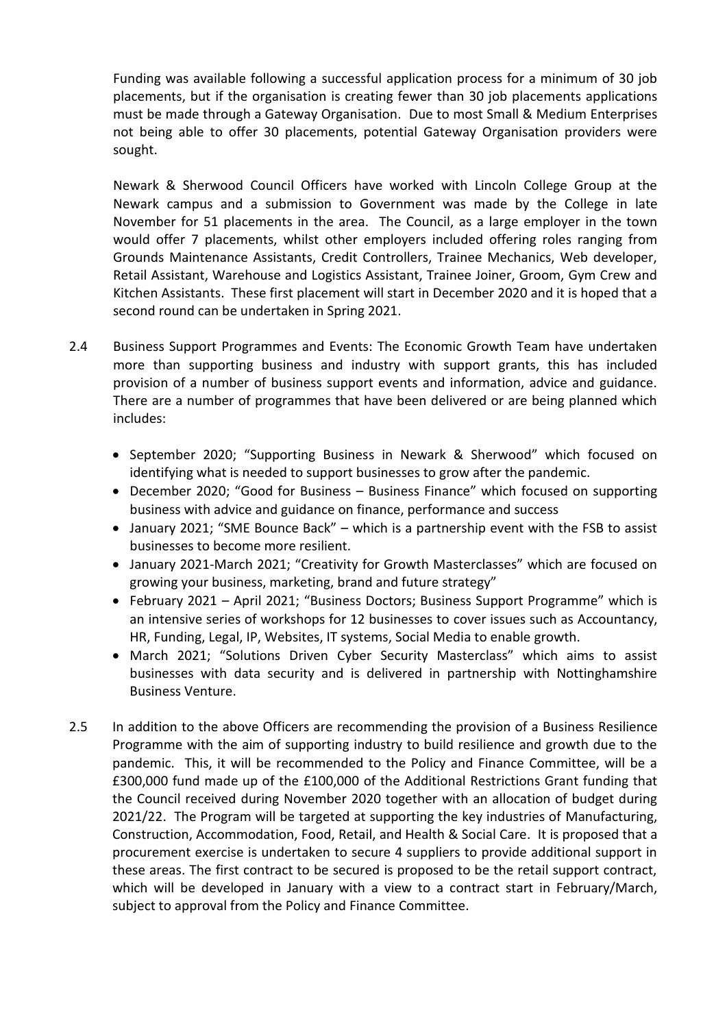Funding was available following a successful application process for a minimum of 30 job placements, but if the organisation is creating fewer than 30 job placements applications must be made through a Gateway Organisation. Due to most Small & Medium Enterprises not being able to offer 30 placements, potential Gateway Organisation providers were sought.

Newark & Sherwood Council Officers have worked with Lincoln College Group at the Newark campus and a submission to Government was made by the College in late November for 51 placements in the area. The Council, as a large employer in the town would offer 7 placements, whilst other employers included offering roles ranging from Grounds Maintenance Assistants, Credit Controllers, Trainee Mechanics, Web developer, Retail Assistant, Warehouse and Logistics Assistant, Trainee Joiner, Groom, Gym Crew and Kitchen Assistants. These first placement will start in December 2020 and it is hoped that a second round can be undertaken in Spring 2021.

2.4 Business Support Programmes and Events: The Economic Growth Team have undertaken more than supporting business and industry with support grants, this has included provision of a number of business support events and information, advice and guidance. There are a number of programmes that have been delivered or are being planned which includes:

- September 2020; "Supporting Business in Newark & Sherwood" which focused on identifying what is needed to support businesses to grow after the pandemic.
- December 2020; "Good for Business – Business Finance" which focused on supporting business with advice and guidance on finance, performance and success
- January 2021; "SME Bounce Back" – which is a partnership event with the FSB to assist businesses to become more resilient.
- January 2021-March 2021; "Creativity for Growth Masterclasses" which are focused on growing your business, marketing, brand and future strategy"
- February 2021 – April 2021; "Business Doctors; Business Support Programme" which is an intensive series of workshops for 12 businesses to cover issues such as Accountancy, HR, Funding, Legal, IP, Websites, IT systems, Social Media to enable growth.
- March 2021; "Solutions Driven Cyber Security Masterclass" which aims to assist businesses with data security and is delivered in partnership with Nottinghamshire Business Venture.

2.5 In addition to the above Officers are recommending the provision of a Business Resilience Programme with the aim of supporting industry to build resilience and growth due to the pandemic. This, it will be recommended to the Policy and Finance Committee, will be a £300,000 fund made up of the £100,000 of the Additional Restrictions Grant funding that the Council received during November 2020 together with an allocation of budget during 2021/22. The Program will be targeted at supporting the key industries of Manufacturing, Construction, Accommodation, Food, Retail, and Health & Social Care. It is proposed that a procurement exercise is undertaken to secure 4 suppliers to provide additional support in these areas. The first contract to be secured is proposed to be the retail support contract, which will be developed in January with a view to a contract start in February/March, subject to approval from the Policy and Finance Committee.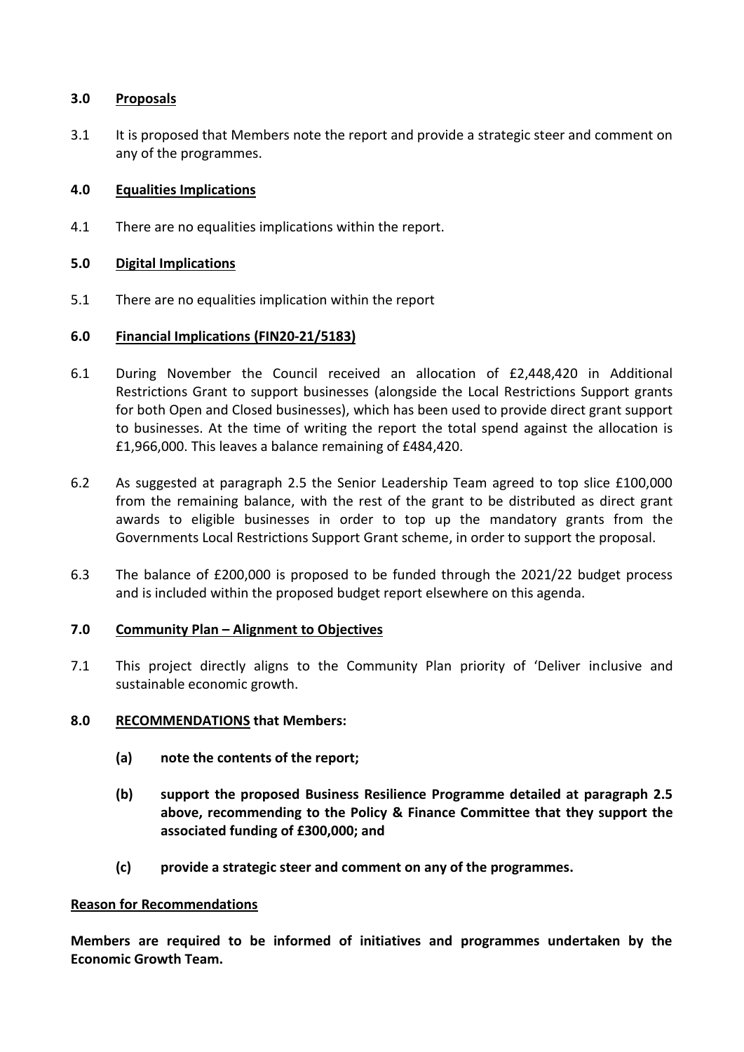## 3.0 Proposals

3.1 It is proposed that Members note the report and provide a strategic steer and comment on any of the programmes.

## 4.0 Equalities Implications

4.1 There are no equalities implications within the report.

## 5.0 Digital Implications

5.1 There are no equalities implication within the report

## 6.0 Financial Implications (FIN20-21/5183)

6.1 During November the Council received an allocation of £2,448,420 in Additional Restrictions Grant to support businesses (alongside the Local Restrictions Support grants for both Open and Closed businesses), which has been used to provide direct grant support to businesses. At the time of writing the report the total spend against the allocation is £1,966,000. This leaves a balance remaining of £484,420.

6.2 As suggested at paragraph 2.5 the Senior Leadership Team agreed to top slice £100,000 from the remaining balance, with the rest of the grant to be distributed as direct grant awards to eligible businesses in order to top up the mandatory grants from the Governments Local Restrictions Support Grant scheme, in order to support the proposal.

6.3 The balance of £200,000 is proposed to be funded through the 2021/22 budget process and is included within the proposed budget report elsewhere on this agenda.

## 7.0 Community Plan – Alignment to Objectives

7.1 This project directly aligns to the Community Plan priority of 'Deliver inclusive and sustainable economic growth.

## 8.0 RECOMMENDATIONS that Members:

**(a) note the contents of the report;**

**(b) support the proposed Business Resilience Programme detailed at paragraph 2.5 above, recommending to the Policy & Finance Committee that they support the associated funding of £300,000; and**

**(c) provide a strategic steer and comment on any of the programmes.**

**Reason for Recommendations**

**Members are required to be informed of initiatives and programmes undertaken by the Economic Growth Team.**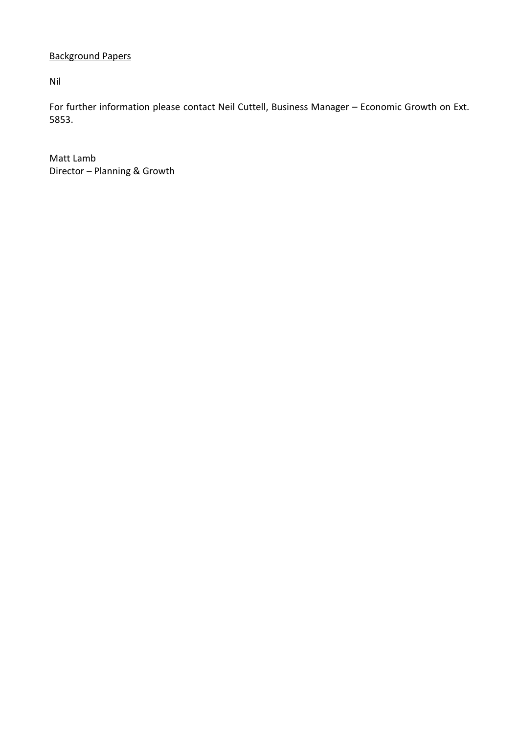<u>Background Papers</u>

Nil

For further information please contact Neil Cuttell, Business Manager – Economic Growth on Ext. 5853.

Matt Lamb
Director – Planning & Growth